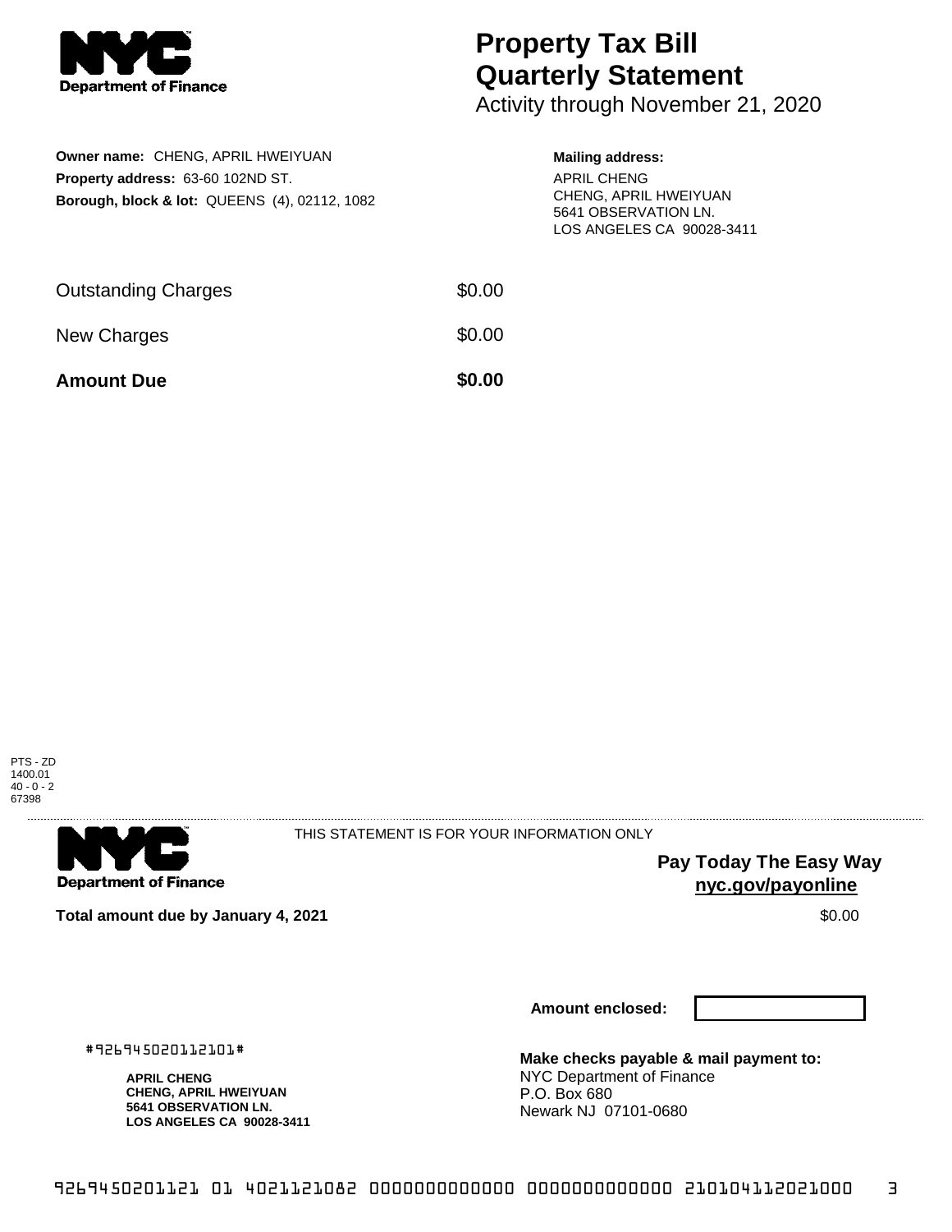NYC Department of Finance

# Property Tax Bill Quarterly Statement

Activity through November 21, 2020

**Owner name:** CHENG, APRIL HWEIYUAN
**Property address:** 63-60 102ND ST.
**Borough, block & lot:** QUEENS (4), 02112, 1082

**Mailing address:**
APRIL CHENG
CHENG, APRIL HWEIYUAN
5641 OBSERVATION LN.
LOS ANGELES CA 90028-3411

| | |
|---|---|
| Outstanding Charges | $0.00 |
| New Charges | $0.00 |
| **Amount Due** | **$0.00** |

PTS - ZD
1400.01
40 - 0 - 2
67398

NYC Department of Finance

THIS STATEMENT IS FOR YOUR INFORMATION ONLY

**Pay Today The Easy Way**
**nyc.gov/payonline**

**Total amount due by January 4, 2021** $0.00

**Amount enclosed:**

#926945020112101#

**APRIL CHENG**
**CHENG, APRIL HWEIYUAN**
**5641 OBSERVATION LN.**
**LOS ANGELES CA 90028-3411**

**Make checks payable & mail payment to:**
NYC Department of Finance
P.O. Box 680
Newark NJ 07101-0680

9269450201121 01 4021121082 0000000000000 0000000000000 210104112021000 3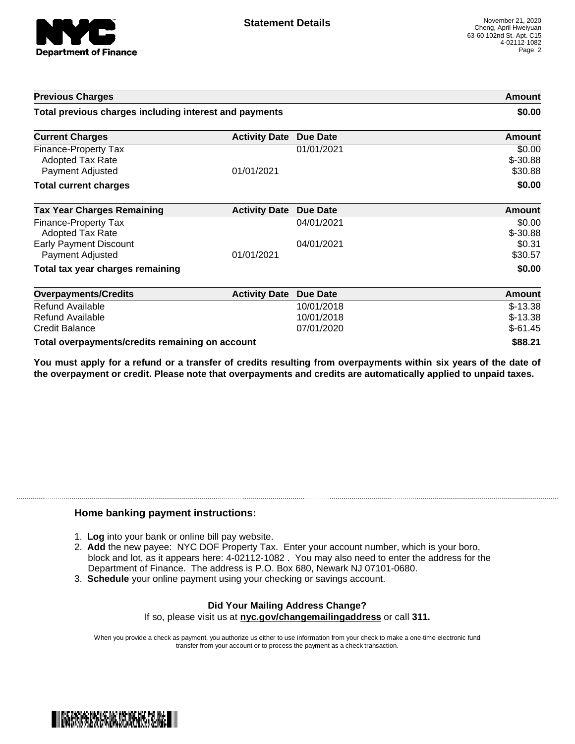NYC Department of Finance

# Statement Details

November 21, 2020
Cheng, April Hweiyuan
63-60 102nd St. Apt. C15
4-02112-1082

| Previous Charges | | | Amount |
|---|---|---|---|
| **Total previous charges including interest and payments** | | | **$0.00** |

| Current Charges | Activity Date | Due Date | Amount |
|---|---|---|---|
| Finance-Property Tax | | 01/01/2021 | $0.00 |
| Adopted Tax Rate | | | $-30.88 |
| Payment Adjusted | 01/01/2021 | | $30.88 |
| **Total current charges** | | | **$0.00** |

| Tax Year Charges Remaining | Activity Date | Due Date | Amount |
|---|---|---|---|
| Finance-Property Tax | | 04/01/2021 | $0.00 |
| Adopted Tax Rate | | | $-30.88 |
| Early Payment Discount | | 04/01/2021 | $0.31 |
| Payment Adjusted | 01/01/2021 | | $30.57 |
| **Total tax year charges remaining** | | | **$0.00** |

| Overpayments/Credits | Activity Date | Due Date | Amount |
|---|---|---|---|
| Refund Available | | 10/01/2018 | $-13.38 |
| Refund Available | | 10/01/2018 | $-13.38 |
| Credit Balance | | 07/01/2020 | $-61.45 |
| **Total overpayments/credits remaining on account** | | | **$88.21** |

**You must apply for a refund or a transfer of credits resulting from overpayments within six years of the date of the overpayment or credit. Please note that overpayments and credits are automatically applied to unpaid taxes.**

## Home banking payment instructions:

1. **Log** into your bank or online bill pay website.
2. **Add** the new payee: NYC DOF Property Tax. Enter your account number, which is your boro, block and lot, as it appears here: 4-02112-1082 . You may also need to enter the address for the Department of Finance. The address is P.O. Box 680, Newark NJ 07101-0680.
3. **Schedule** your online payment using your checking or savings account.

**Did Your Mailing Address Change?**
If so, please visit us at **nyc.gov/changemailingaddress** or call **311.**

When you provide a check as payment, you authorize us either to use information from your check to make a one-time electronic fund transfer from your account or to process the payment as a check transaction.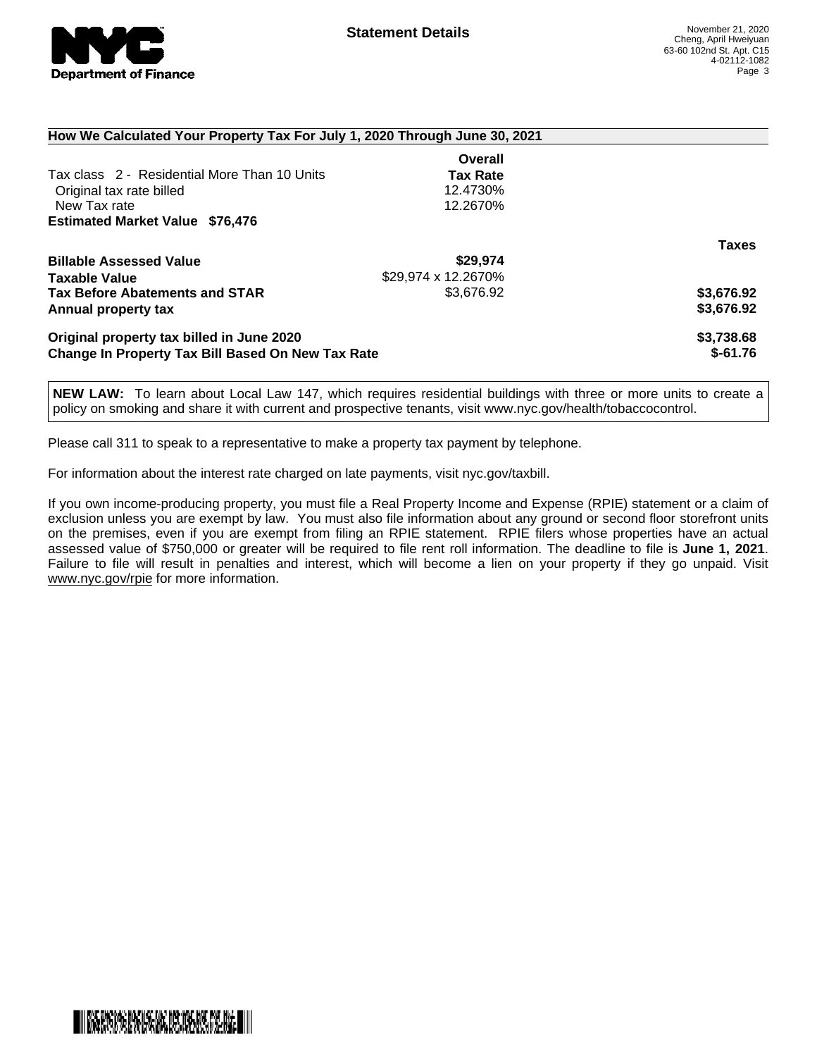## Statement Details

November 21, 2020
Cheng, April Hweiyuan
63-60 102nd St. Apt. C15
4-02112-1082

### How We Calculated Your Property Tax For July 1, 2020 Through June 30, 2021

| | Overall Tax Rate | |
|---|---|---|
| Tax class 2 - Residential More Than 10 Units | | |
| Original tax rate billed | 12.4730% | |
| New Tax rate | 12.2670% | |
| **Estimated Market Value $76,476** | | |
| | | **Taxes** |
| **Billable Assessed Value** | **$29,974** | |
| **Taxable Value** | $29,974 x 12.2670% | |
| **Tax Before Abatements and STAR** | $3,676.92 | **$3,676.92** |
| **Annual property tax** | | **$3,676.92** |
| **Original property tax billed in June 2020** | | **$3,738.68** |
| **Change In Property Tax Bill Based On New Tax Rate** | | **$-61.76** |

**NEW LAW:** To learn about Local Law 147, which requires residential buildings with three or more units to create a policy on smoking and share it with current and prospective tenants, visit www.nyc.gov/health/tobaccocontrol.

Please call 311 to speak to a representative to make a property tax payment by telephone.

For information about the interest rate charged on late payments, visit nyc.gov/taxbill.

If you own income-producing property, you must file a Real Property Income and Expense (RPIE) statement or a claim of exclusion unless you are exempt by law. You must also file information about any ground or second floor storefront units on the premises, even if you are exempt from filing an RPIE statement. RPIE filers whose properties have an actual assessed value of $750,000 or greater will be required to file rent roll information. The deadline to file is **June 1, 2021**. Failure to file will result in penalties and interest, which will become a lien on your property if they go unpaid. Visit www.nyc.gov/rpie for more information.